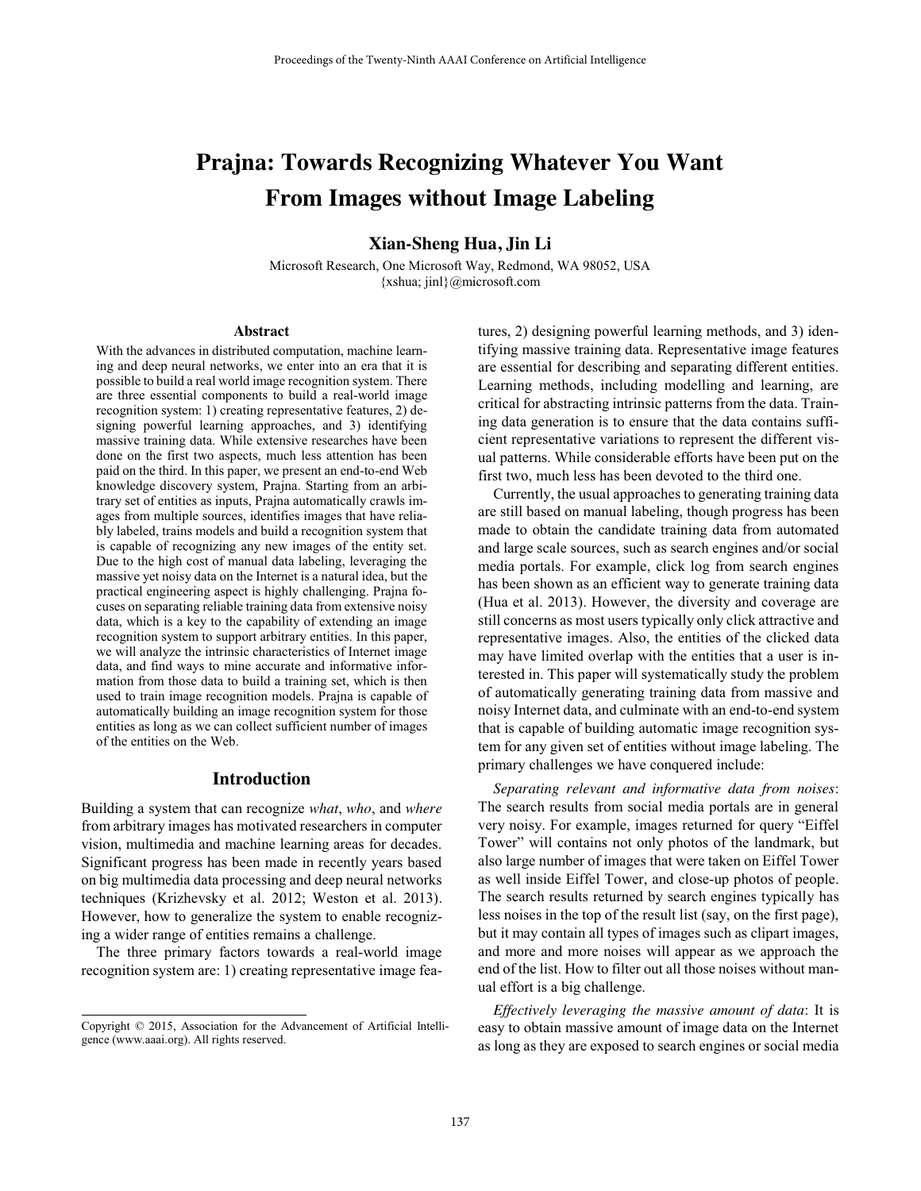# Prajna: Towards Recognizing Whatever You Want From Images without Image Labeling

**Xian-Sheng Hua, Jin Li**

Microsoft Research, One Microsoft Way, Redmond, WA 98052, USA
{xshua; jinl}@microsoft.com

## Abstract

With the advances in distributed computation, machine learning and deep neural networks, we enter into an era that it is possible to build a real world image recognition system. There are three essential components to build a real-world image recognition system: 1) creating representative features, 2) designing powerful learning approaches, and 3) identifying massive training data. While extensive researches have been done on the first two aspects, much less attention has been paid on the third. In this paper, we present an end-to-end Web knowledge discovery system, Prajna. Starting from an arbitrary set of entities as inputs, Prajna automatically crawls images from multiple sources, identifies images that have reliably labeled, trains models and build a recognition system that is capable of recognizing any new images of the entity set. Due to the high cost of manual data labeling, leveraging the massive yet noisy data on the Internet is a natural idea, but the practical engineering aspect is highly challenging. Prajna focuses on separating reliable training data from extensive noisy data, which is a key to the capability of extending an image recognition system to support arbitrary entities. In this paper, we will analyze the intrinsic characteristics of Internet image data, and find ways to mine accurate and informative information from those data to build a training set, which is then used to train image recognition models. Prajna is capable of automatically building an image recognition system for those entities as long as we can collect sufficient number of images of the entities on the Web.

## Introduction

Building a system that can recognize *what*, *who*, and *where* from arbitrary images has motivated researchers in computer vision, multimedia and machine learning areas for decades. Significant progress has been made in recently years based on big multimedia data processing and deep neural networks techniques (Krizhevsky et al. 2012; Weston et al. 2013). However, how to generalize the system to enable recognizing a wider range of entities remains a challenge.

The three primary factors towards a real-world image recognition system are: 1) creating representative image features, 2) designing powerful learning methods, and 3) identifying massive training data. Representative image features are essential for describing and separating different entities. Learning methods, including modelling and learning, are critical for abstracting intrinsic patterns from the data. Training data generation is to ensure that the data contains sufficient representative variations to represent the different visual patterns. While considerable efforts have been put on the first two, much less has been devoted to the third one.

Currently, the usual approaches to generating training data are still based on manual labeling, though progress has been made to obtain the candidate training data from automated and large scale sources, such as search engines and/or social media portals. For example, click log from search engines has been shown as an efficient way to generate training data (Hua et al. 2013). However, the diversity and coverage are still concerns as most users typically only click attractive and representative images. Also, the entities of the clicked data may have limited overlap with the entities that a user is interested in. This paper will systematically study the problem of automatically generating training data from massive and noisy Internet data, and culminate with an end-to-end system that is capable of building automatic image recognition system for any given set of entities without image labeling. The primary challenges we have conquered include:

*Separating relevant and informative data from noises*: The search results from social media portals are in general very noisy. For example, images returned for query "Eiffel Tower" will contains not only photos of the landmark, but also large number of images that were taken on Eiffel Tower as well inside Eiffel Tower, and close-up photos of people. The search results returned by search engines typically has less noises in the top of the result list (say, on the first page), but it may contain all types of images such as clipart images, and more and more noises will appear as we approach the end of the list. How to filter out all those noises without manual effort is a big challenge.

*Effectively leveraging the massive amount of data*: It is easy to obtain massive amount of image data on the Internet as long as they are exposed to search engines or social media

Copyright © 2015, Association for the Advancement of Artificial Intelligence (www.aaai.org). All rights reserved.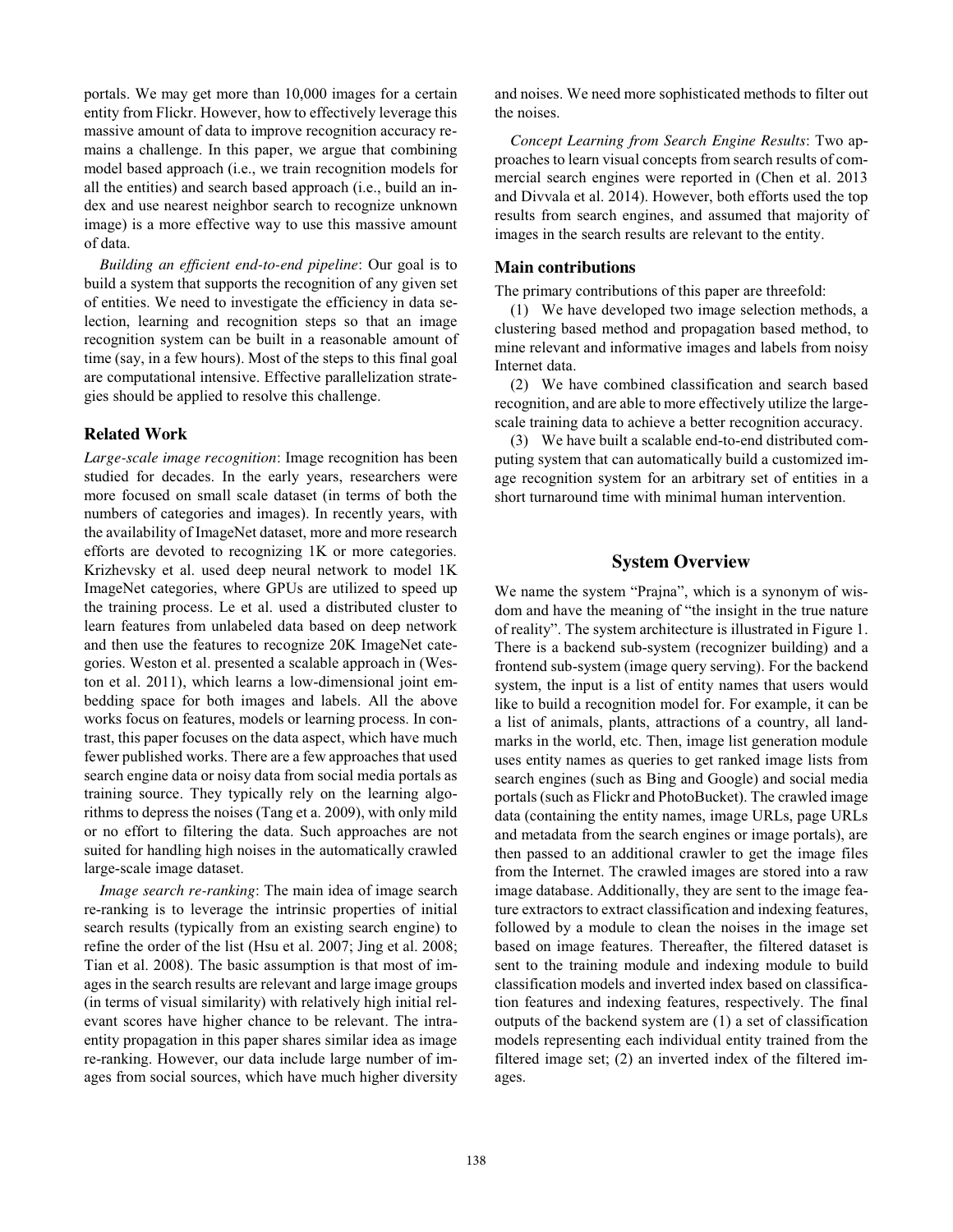portals. We may get more than 10,000 images for a certain entity from Flickr. However, how to effectively leverage this massive amount of data to improve recognition accuracy remains a challenge. In this paper, we argue that combining model based approach (i.e., we train recognition models for all the entities) and search based approach (i.e., build an index and use nearest neighbor search to recognize unknown image) is a more effective way to use this massive amount of data.

*Building an efficient end-to-end pipeline*: Our goal is to build a system that supports the recognition of any given set of entities. We need to investigate the efficiency in data selection, learning and recognition steps so that an image recognition system can be built in a reasonable amount of time (say, in a few hours). Most of the steps to this final goal are computational intensive. Effective parallelization strategies should be applied to resolve this challenge.

### Related Work

*Large-scale image recognition*: Image recognition has been studied for decades. In the early years, researchers were more focused on small scale dataset (in terms of both the numbers of categories and images). In recently years, with the availability of ImageNet dataset, more and more research efforts are devoted to recognizing 1K or more categories. Krizhevsky et al. used deep neural network to model 1K ImageNet categories, where GPUs are utilized to speed up the training process. Le et al. used a distributed cluster to learn features from unlabeled data based on deep network and then use the features to recognize 20K ImageNet categories. Weston et al. presented a scalable approach in (Weston et al. 2011), which learns a low-dimensional joint embedding space for both images and labels. All the above works focus on features, models or learning process. In contrast, this paper focuses on the data aspect, which have much fewer published works. There are a few approaches that used search engine data or noisy data from social media portals as training source. They typically rely on the learning algorithms to depress the noises (Tang et a. 2009), with only mild or no effort to filtering the data. Such approaches are not suited for handling high noises in the automatically crawled large-scale image dataset.

*Image search re-ranking*: The main idea of image search re-ranking is to leverage the intrinsic properties of initial search results (typically from an existing search engine) to refine the order of the list (Hsu et al. 2007; Jing et al. 2008; Tian et al. 2008). The basic assumption is that most of images in the search results are relevant and large image groups (in terms of visual similarity) with relatively high initial relevant scores have higher chance to be relevant. The intra-entity propagation in this paper shares similar idea as image re-ranking. However, our data include large number of images from social sources, which have much higher diversity and noises. We need more sophisticated methods to filter out the noises.

*Concept Learning from Search Engine Results*: Two approaches to learn visual concepts from search results of commercial search engines were reported in (Chen et al. 2013 and Divvala et al. 2014). However, both efforts used the top results from search engines, and assumed that majority of images in the search results are relevant to the entity.

### Main contributions

The primary contributions of this paper are threefold:

(1) We have developed two image selection methods, a clustering based method and propagation based method, to mine relevant and informative images and labels from noisy Internet data.

(2) We have combined classification and search based recognition, and are able to more effectively utilize the large-scale training data to achieve a better recognition accuracy.

(3) We have built a scalable end-to-end distributed computing system that can automatically build a customized image recognition system for an arbitrary set of entities in a short turnaround time with minimal human intervention.

## System Overview

We name the system "Prajna", which is a synonym of wisdom and have the meaning of "the insight in the true nature of reality". The system architecture is illustrated in Figure 1. There is a backend sub-system (recognizer building) and a frontend sub-system (image query serving). For the backend system, the input is a list of entity names that users would like to build a recognition model for. For example, it can be a list of animals, plants, attractions of a country, all landmarks in the world, etc. Then, image list generation module uses entity names as queries to get ranked image lists from search engines (such as Bing and Google) and social media portals (such as Flickr and PhotoBucket). The crawled image data (containing the entity names, image URLs, page URLs and metadata from the search engines or image portals), are then passed to an additional crawler to get the image files from the Internet. The crawled images are stored into a raw image database. Additionally, they are sent to the image feature extractors to extract classification and indexing features, followed by a module to clean the noises in the image set based on image features. Thereafter, the filtered dataset is sent to the training module and indexing module to build classification models and inverted index based on classification features and indexing features, respectively. The final outputs of the backend system are (1) a set of classification models representing each individual entity trained from the filtered image set; (2) an inverted index of the filtered images.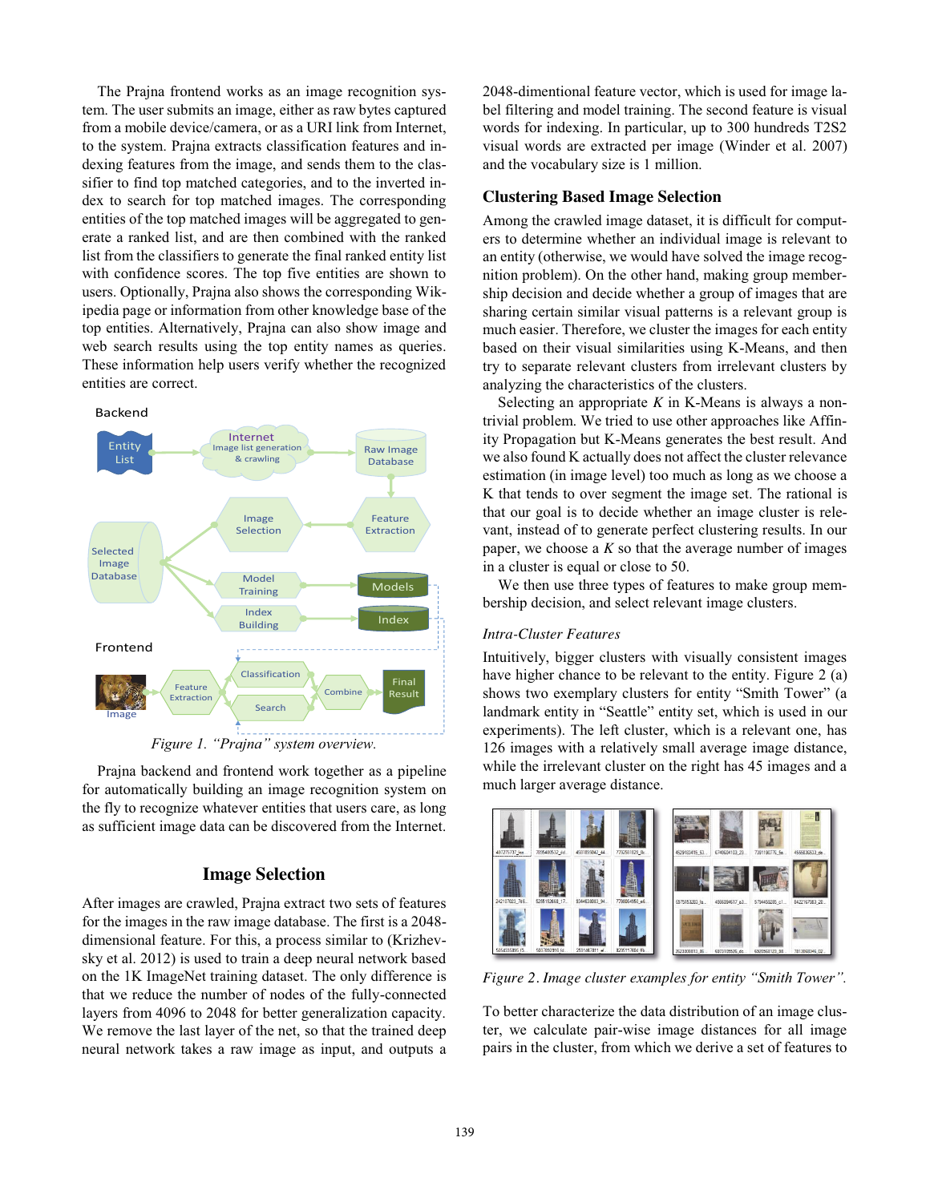The Prajna frontend works as an image recognition system. The user submits an image, either as raw bytes captured from a mobile device/camera, or as a URI link from Internet, to the system. Prajna extracts classification features and indexing features from the image, and sends them to the classifier to find top matched categories, and to the inverted index to search for top matched images. The corresponding entities of the top matched images will be aggregated to generate a ranked list, and are then combined with the ranked list from the classifiers to generate the final ranked entity list with confidence scores. The top five entities are shown to users. Optionally, Prajna also shows the corresponding Wikipedia page or information from other knowledge base of the top entities. Alternatively, Prajna can also show image and web search results using the top entity names as queries. These information help users verify whether the recognized entities are correct.

Figure 1. "Prajna" system overview.

Prajna backend and frontend work together as a pipeline for automatically building an image recognition system on the fly to recognize whatever entities that users care, as long as sufficient image data can be discovered from the Internet.

## Image Selection

After images are crawled, Prajna extract two sets of features for the images in the raw image database. The first is a 2048-dimensional feature. For this, a process similar to (Krizhevsky et al. 2012) is used to train a deep neural network based on the 1K ImageNet training dataset. The only difference is that we reduce the number of nodes of the fully-connected layers from 4096 to 2048 for better generalization capacity. We remove the last layer of the net, so that the trained deep neural network takes a raw image as input, and outputs a 2048-dimentional feature vector, which is used for image label filtering and model training. The second feature is visual words for indexing. In particular, up to 300 hundreds T2S2 visual words are extracted per image (Winder et al. 2007) and the vocabulary size is 1 million.

## Clustering Based Image Selection

Among the crawled image dataset, it is difficult for computers to determine whether an individual image is relevant to an entity (otherwise, we would have solved the image recognition problem). On the other hand, making group membership decision and decide whether a group of images that are sharing certain similar visual patterns is a relevant group is much easier. Therefore, we cluster the images for each entity based on their visual similarities using K-Means, and then try to separate relevant clusters from irrelevant clusters by analyzing the characteristics of the clusters.

Selecting an appropriate $K$ in K-Means is always a non-trivial problem. We tried to use other approaches like Affinity Propagation but K-Means generates the best result. And we also found K actually does not affect the cluster relevance estimation (in image level) too much as long as we choose a K that tends to over segment the image set. The rational is that our goal is to decide whether an image cluster is relevant, instead of to generate perfect clustering results. In our paper, we choose a $K$ so that the average number of images in a cluster is equal or close to 50.

We then use three types of features to make group membership decision, and select relevant image clusters.

### *Intra-Cluster Features*

Intuitively, bigger clusters with visually consistent images have higher chance to be relevant to the entity. Figure 2 (a) shows two exemplary clusters for entity "Smith Tower" (a landmark entity in "Seattle" entity set, which is used in our experiments). The left cluster, which is a relevant one, has 126 images with a relatively small average image distance, while the irrelevant cluster on the right has 45 images and a much larger average distance.

*Figure 2. Image cluster examples for entity "Smith Tower".*

To better characterize the data distribution of an image cluster, we calculate pair-wise image distances for all image pairs in the cluster, from which we derive a set of features to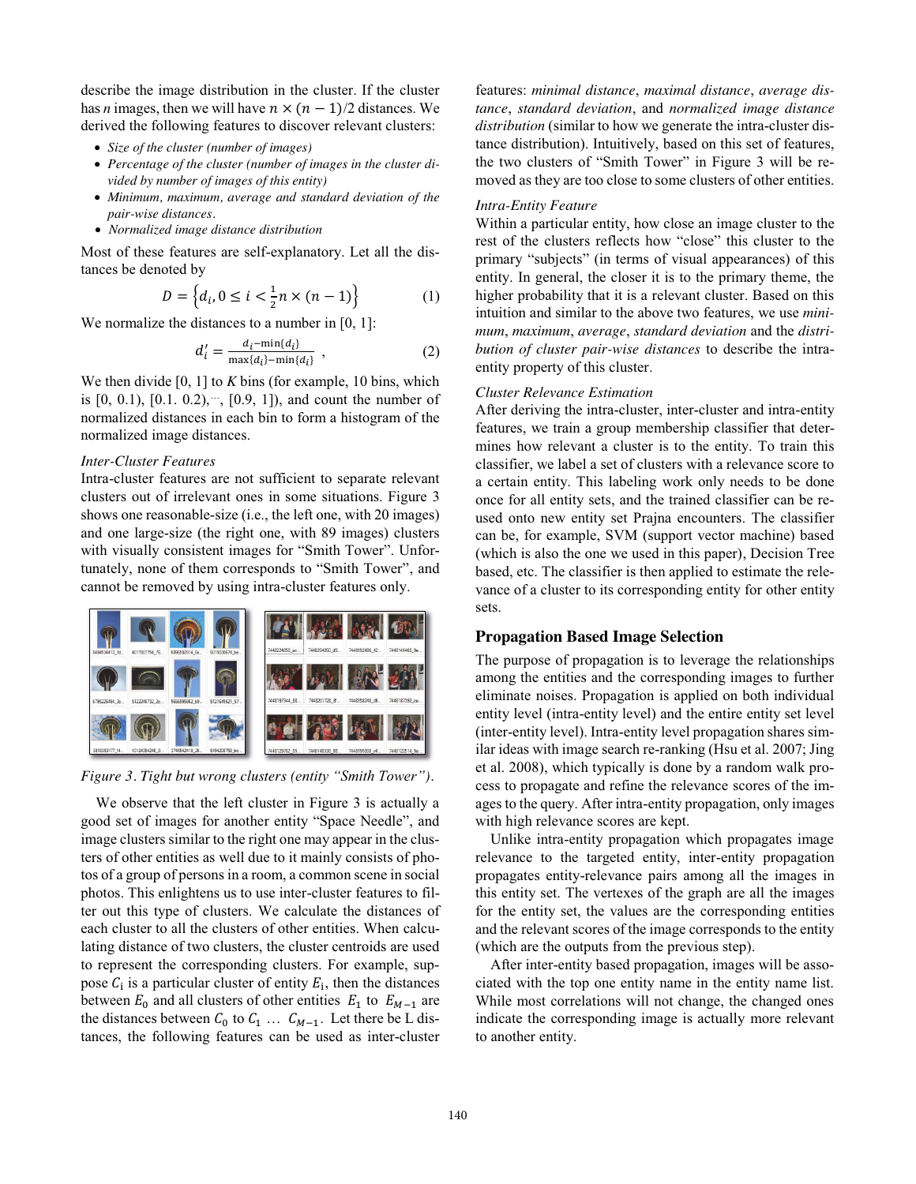describe the image distribution in the cluster. If the cluster has $n$ images, then we will have $n \times (n-1)/2$ distances. We derived the following features to discover relevant clusters:

- *Size of the cluster (number of images)*
- *Percentage of the cluster (number of images in the cluster divided by number of images of this entity)*
- *Minimum, maximum, average and standard deviation of the pair-wise distances.*
- *Normalized image distance distribution*

Most of these features are self-explanatory. Let all the distances be denoted by

$$D = \left\{d_i, 0 \leq i < \frac{1}{2}n \times (n-1)\right\} \tag{1}$$

We normalize the distances to a number in [0, 1]:

$$d_i' = \frac{d_i - \min\{d_i\}}{\max\{d_i\} - \min\{d_i\}} , \tag{2}$$

We then divide [0, 1] to $K$ bins (for example, 10 bins, which is [0, 0.1), [0.1. 0.2),⋯, [0.9, 1]), and count the number of normalized distances in each bin to form a histogram of the normalized image distances.

*Inter-Cluster Features*

Intra-cluster features are not sufficient to separate relevant clusters out of irrelevant ones in some situations. Figure 3 shows one reasonable-size (i.e., the left one, with 20 images) and one large-size (the right one, with 89 images) clusters with visually consistent images for "Smith Tower". Unfortunately, none of them corresponds to "Smith Tower", and cannot be removed by using intra-cluster features only.

*Figure 3. Tight but wrong clusters (entity "Smith Tower").*

We observe that the left cluster in Figure 3 is actually a good set of images for another entity "Space Needle", and image clusters similar to the right one may appear in the clusters of other entities as well due to it mainly consists of photos of a group of persons in a room, a common scene in social photos. This enlightens us to use inter-cluster features to filter out this type of clusters. We calculate the distances of each cluster to all the clusters of other entities. When calculating distance of two clusters, the cluster centroids are used to represent the corresponding clusters. For example, suppose $C_i$ is a particular cluster of entity $E_i$, then the distances between $E_0$ and all clusters of other entities $E_1$ to $E_{M-1}$ are the distances between $C_0$ to $C_1$ … $C_{M-1}$. Let there be L distances, the following features can be used as inter-cluster features: *minimal distance*, *maximal distance*, *average distance*, *standard deviation*, and *normalized image distance distribution* (similar to how we generate the intra-cluster distance distribution). Intuitively, based on this set of features, the two clusters of "Smith Tower" in Figure 3 will be removed as they are too close to some clusters of other entities.

*Intra-Entity Feature*

Within a particular entity, how close an image cluster to the rest of the clusters reflects how "close" this cluster to the primary "subjects" (in terms of visual appearances) of this entity. In general, the closer it is to the primary theme, the higher probability that it is a relevant cluster. Based on this intuition and similar to the above two features, we use *minimum*, *maximum*, *average*, *standard deviation* and the *distribution of cluster pair-wise distances* to describe the intra-entity property of this cluster.

*Cluster Relevance Estimation*

After deriving the intra-cluster, inter-cluster and intra-entity features, we train a group membership classifier that determines how relevant a cluster is to the entity. To train this classifier, we label a set of clusters with a relevance score to a certain entity. This labeling work only needs to be done once for all entity sets, and the trained classifier can be reused onto new entity set Prajna encounters. The classifier can be, for example, SVM (support vector machine) based (which is also the one we used in this paper), Decision Tree based, etc. The classifier is then applied to estimate the relevance of a cluster to its corresponding entity for other entity sets.

## Propagation Based Image Selection

The purpose of propagation is to leverage the relationships among the entities and the corresponding images to further eliminate noises. Propagation is applied on both individual entity level (intra-entity level) and the entire entity set level (inter-entity level). Intra-entity level propagation shares similar ideas with image search re-ranking (Hsu et al. 2007; Jing et al. 2008), which typically is done by a random walk process to propagate and refine the relevance scores of the images to the query. After intra-entity propagation, only images with high relevance scores are kept.

Unlike intra-entity propagation which propagates image relevance to the targeted entity, inter-entity propagation propagates entity-relevance pairs among all the images in this entity set. The vertexes of the graph are all the images for the entity set, the values are the corresponding entities and the relevant scores of the image corresponds to the entity (which are the outputs from the previous step).

After inter-entity based propagation, images will be associated with the top one entity name in the entity name list. While most correlations will not change, the changed ones indicate the corresponding image is actually more relevant to another entity.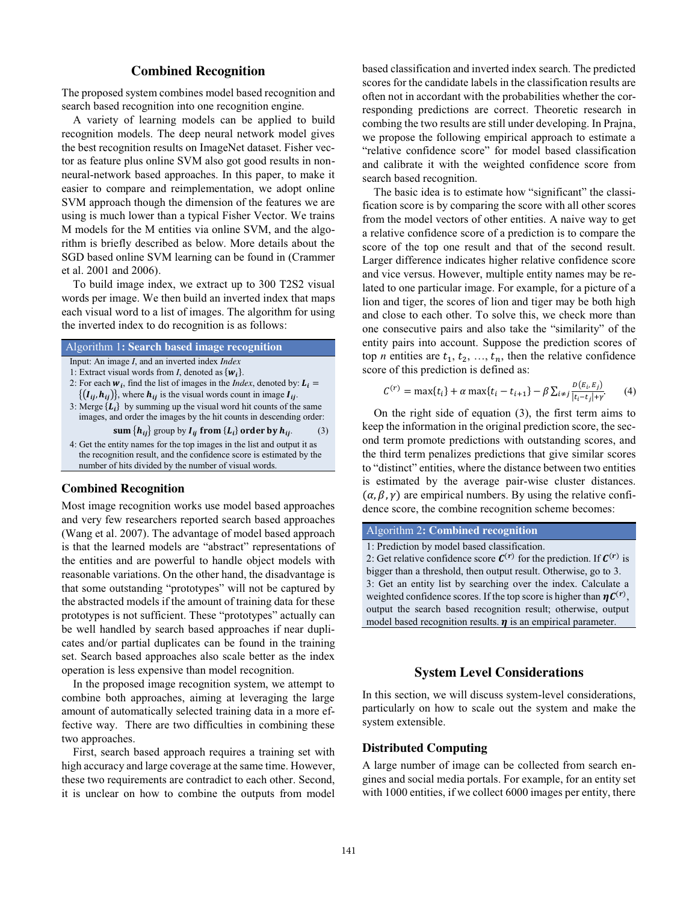## Combined Recognition

The proposed system combines model based recognition and search based recognition into one recognition engine.

A variety of learning models can be applied to build recognition models. The deep neural network model gives the best recognition results on ImageNet dataset. Fisher vector as feature plus online SVM also got good results in non-neural-network based approaches. In this paper, to make it easier to compare and reimplementation, we adopt online SVM approach though the dimension of the features we are using is much lower than a typical Fisher Vector. We trains M models for the M entities via online SVM, and the algorithm is briefly described as below. More details about the SGD based online SVM learning can be found in (Crammer et al. 2001 and 2006).

To build image index, we extract up to 300 T2S2 visual words per image. We then build an inverted index that maps each visual word to a list of images. The algorithm for using the inverted index to do recognition is as follows:

**Algorithm 1: Search based image recognition**

Input: An image *I*, and an inverted index *Index*

1: Extract visual words from *I*, denoted as $\{\boldsymbol{w_i}\}$.

2: For each $\boldsymbol{w_i}$, find the list of images in the *Index*, denoted by: $\boldsymbol{L_i} = \{(\boldsymbol{I_{ij}}, \boldsymbol{h_{ij}})\}$, where $\boldsymbol{h_{ij}}$ is the visual words count in image $\boldsymbol{I_{ij}}$.

3: Merge $\{\boldsymbol{L_i}\}$ by summing up the visual word hit counts of the same images, and order the images by the hit counts in descending order:

$$\textbf{sum}\ \{\boldsymbol{h_{ij}}\}\ \textbf{group by}\ \boldsymbol{I_{ij}}\ \textbf{from}\ \{\boldsymbol{L_i}\}\ \textbf{order by}\ \boldsymbol{h_{ij}}. \quad (3)$$

4: Get the entity names for the top images in the list and output it as the recognition result, and the confidence score is estimated by the number of hits divided by the number of visual words.

### Combined Recognition

Most image recognition works use model based approaches and very few researchers reported search based approaches (Wang et al. 2007). The advantage of model based approach is that the learned models are "abstract" representations of the entities and are powerful to handle object models with reasonable variations. On the other hand, the disadvantage is that some outstanding "prototypes" will not be captured by the abstracted models if the amount of training data for these prototypes is not sufficient. These "prototypes" actually can be well handled by search based approaches if near duplicates and/or partial duplicates can be found in the training set. Search based approaches also scale better as the index operation is less expensive than model recognition.

In the proposed image recognition system, we attempt to combine both approaches, aiming at leveraging the large amount of automatically selected training data in a more effective way. There are two difficulties in combining these two approaches.

First, search based approach requires a training set with high accuracy and large coverage at the same time. However, these two requirements are contradict to each other. Second, it is unclear on how to combine the outputs from model based classification and inverted index search. The predicted scores for the candidate labels in the classification results are often not in accordant with the probabilities whether the corresponding predictions are correct. Theoretic research in combing the two results are still under developing. In Prajna, we propose the following empirical approach to estimate a "relative confidence score" for model based classification and calibrate it with the weighted confidence score from search based recognition.

The basic idea is to estimate how "significant" the classification score is by comparing the score with all other scores from the model vectors of other entities. A naive way to get a relative confidence score of a prediction is to compare the score of the top one result and that of the second result. Larger difference indicates higher relative confidence score and vice versus. However, multiple entity names may be related to one particular image. For example, for a picture of a lion and tiger, the scores of lion and tiger may be both high and close to each other. To solve this, we check more than one consecutive pairs and also take the "similarity" of the entity pairs into account. Suppose the prediction scores of top *n* entities are $t_1, t_2, \ldots, t_n$, then the relative confidence score of this prediction is defined as:

$$C^{(r)} = \max\{t_i\} + \alpha \max\{t_i - t_{i+1}\} - \beta \sum_{i \neq j} \frac{D(E_i, E_j)}{|t_i - t_j| + \gamma}. \quad (4)$$

On the right side of equation (3), the first term aims to keep the information in the original prediction score, the second term promote predictions with outstanding scores, and the third term penalizes predictions that give similar scores to "distinct" entities, where the distance between two entities is estimated by the average pair-wise cluster distances. $(\alpha, \beta, \gamma)$ are empirical numbers. By using the relative confidence score, the combine recognition scheme becomes:

**Algorithm 2: Combined recognition**

1: Prediction by model based classification.

2: Get relative confidence score $\boldsymbol{C^{(r)}}$ for the prediction. If $\boldsymbol{C^{(r)}}$ is bigger than a threshold, then output result. Otherwise, go to 3.

3: Get an entity list by searching over the index. Calculate a weighted confidence scores. If the top score is higher than $\boldsymbol{\eta C^{(r)}}$, output the search based recognition result; otherwise, output model based recognition results. $\boldsymbol{\eta}$ is an empirical parameter.

## System Level Considerations

In this section, we will discuss system-level considerations, particularly on how to scale out the system and make the system extensible.

### Distributed Computing

A large number of image can be collected from search engines and social media portals. For example, for an entity set with 1000 entities, if we collect 6000 images per entity, there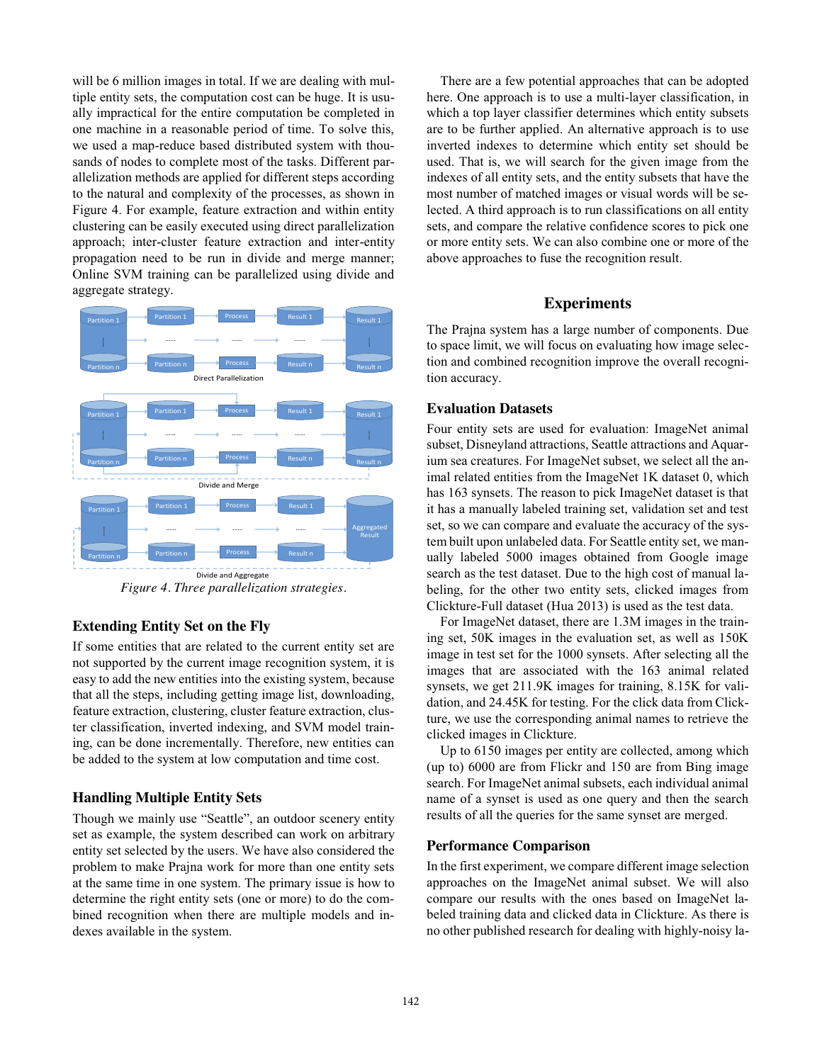will be 6 million images in total. If we are dealing with multiple entity sets, the computation cost can be huge. It is usually impractical for the entire computation be completed in one machine in a reasonable period of time. To solve this, we used a map-reduce based distributed system with thousands of nodes to complete most of the tasks. Different parallelization methods are applied for different steps according to the natural and complexity of the processes, as shown in Figure 4. For example, feature extraction and within entity clustering can be easily executed using direct parallelization approach; inter-cluster feature extraction and inter-entity propagation need to be run in divide and merge manner; Online SVM training can be parallelized using divide and aggregate strategy.

*Figure 4. Three parallelization strategies.*

## Extending Entity Set on the Fly

If some entities that are related to the current entity set are not supported by the current image recognition system, it is easy to add the new entities into the existing system, because that all the steps, including getting image list, downloading, feature extraction, clustering, cluster feature extraction, cluster classification, inverted indexing, and SVM model training, can be done incrementally. Therefore, new entities can be added to the system at low computation and time cost.

## Handling Multiple Entity Sets

Though we mainly use "Seattle", an outdoor scenery entity set as example, the system described can work on arbitrary entity set selected by the users. We have also considered the problem to make Prajna work for more than one entity sets at the same time in one system. The primary issue is how to determine the right entity sets (one or more) to do the combined recognition when there are multiple models and indexes available in the system.

There are a few potential approaches that can be adopted here. One approach is to use a multi-layer classification, in which a top layer classifier determines which entity subsets are to be further applied. An alternative approach is to use inverted indexes to determine which entity set should be used. That is, we will search for the given image from the indexes of all entity sets, and the entity subsets that have the most number of matched images or visual words will be selected. A third approach is to run classifications on all entity sets, and compare the relative confidence scores to pick one or more entity sets. We can also combine one or more of the above approaches to fuse the recognition result.

# Experiments

The Prajna system has a large number of components. Due to space limit, we will focus on evaluating how image selection and combined recognition improve the overall recognition accuracy.

## Evaluation Datasets

Four entity sets are used for evaluation: ImageNet animal subset, Disneyland attractions, Seattle attractions and Aquarium sea creatures. For ImageNet subset, we select all the animal related entities from the ImageNet 1K dataset 0, which has 163 synsets. The reason to pick ImageNet dataset is that it has a manually labeled training set, validation set and test set, so we can compare and evaluate the accuracy of the system built upon unlabeled data. For Seattle entity set, we manually labeled 5000 images obtained from Google image search as the test dataset. Due to the high cost of manual labeling, for the other two entity sets, clicked images from Clickture-Full dataset (Hua 2013) is used as the test data.

For ImageNet dataset, there are 1.3M images in the training set, 50K images in the evaluation set, as well as 150K image in test set for the 1000 synsets. After selecting all the images that are associated with the 163 animal related synsets, we get 211.9K images for training, 8.15K for validation, and 24.45K for testing. For the click data from Clickture, we use the corresponding animal names to retrieve the clicked images in Clickture.

Up to 6150 images per entity are collected, among which (up to) 6000 are from Flickr and 150 are from Bing image search. For ImageNet animal subsets, each individual animal name of a synset is used as one query and then the search results of all the queries for the same synset are merged.

## Performance Comparison

In the first experiment, we compare different image selection approaches on the ImageNet animal subset. We will also compare our results with the ones based on ImageNet labeled training data and clicked data in Clickture. As there is no other published research for dealing with highly-noisy la-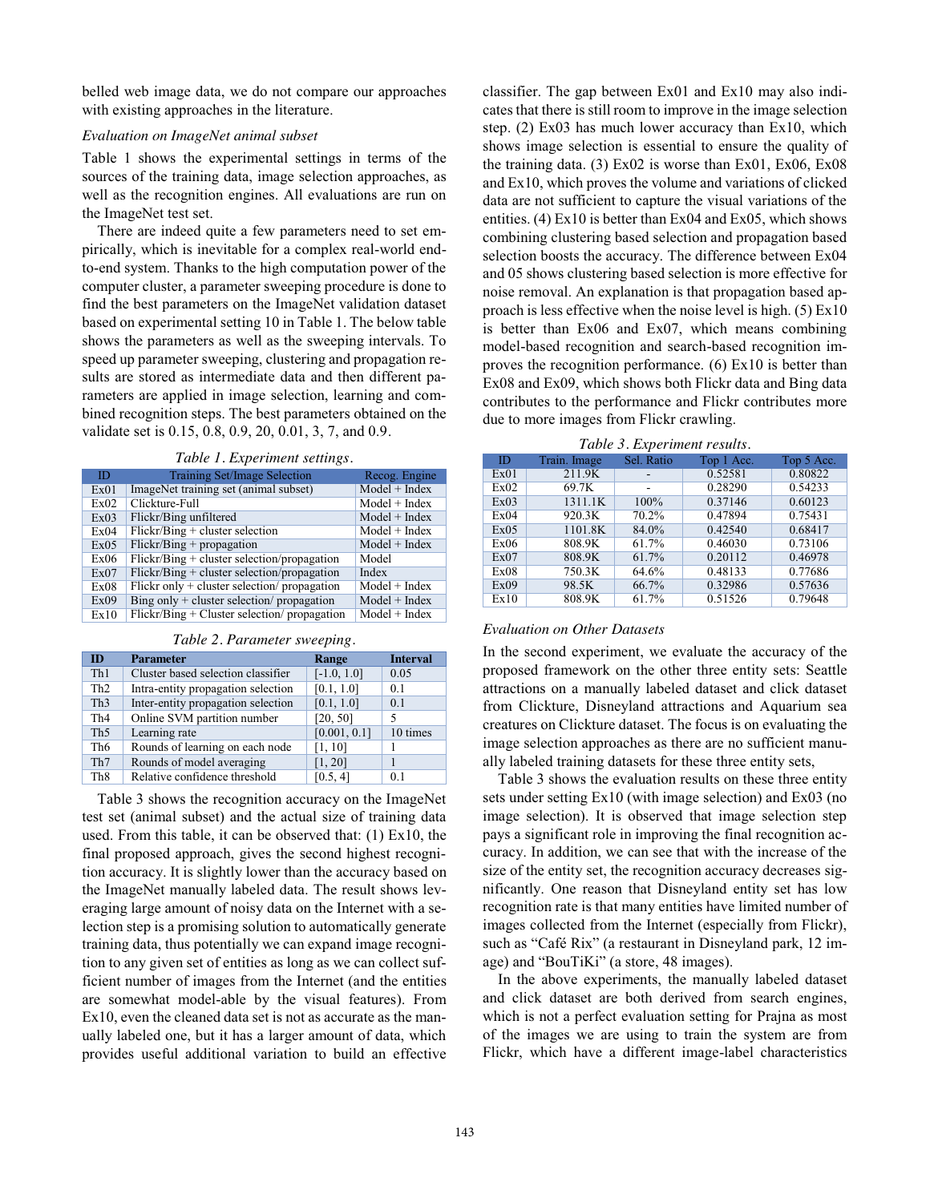belled web image data, we do not compare our approaches with existing approaches in the literature.

*Evaluation on ImageNet animal subset*

Table 1 shows the experimental settings in terms of the sources of the training data, image selection approaches, as well as the recognition engines. All evaluations are run on the ImageNet test set.

There are indeed quite a few parameters need to set empirically, which is inevitable for a complex real-world end-to-end system. Thanks to the high computation power of the computer cluster, a parameter sweeping procedure is done to find the best parameters on the ImageNet validation dataset based on experimental setting 10 in Table 1. The below table shows the parameters as well as the sweeping intervals. To speed up parameter sweeping, clustering and propagation results are stored as intermediate data and then different parameters are applied in image selection, learning and combined recognition steps. The best parameters obtained on the validate set is 0.15, 0.8, 0.9, 20, 0.01, 3, 7, and 0.9.

*Table 1. Experiment settings.*

| ID | Training Set/Image Selection | Recog. Engine |
|---|---|---|
| Ex01 | ImageNet training set (animal subset) | Model + Index |
| Ex02 | Clickture-Full | Model + Index |
| Ex03 | Flickr/Bing unfiltered | Model + Index |
| Ex04 | Flickr/Bing + cluster selection | Model + Index |
| Ex05 | Flickr/Bing + propagation | Model + Index |
| Ex06 | Flickr/Bing + cluster selection/propagation | Model |
| Ex07 | Flickr/Bing + cluster selection/propagation | Index |
| Ex08 | Flickr only + cluster selection/ propagation | Model + Index |
| Ex09 | Bing only + cluster selection/ propagation | Model + Index |
| Ex10 | Flickr/Bing + Cluster selection/ propagation | Model + Index |

*Table 2. Parameter sweeping.*

| ID | Parameter | Range | Interval |
|---|---|---|---|
| Th1 | Cluster based selection classifier | [-1.0, 1.0] | 0.05 |
| Th2 | Intra-entity propagation selection | [0.1, 1.0] | 0.1 |
| Th3 | Inter-entity propagation selection | [0.1, 1.0] | 0.1 |
| Th4 | Online SVM partition number | [20, 50] | 5 |
| Th5 | Learning rate | [0.001, 0.1] | 10 times |
| Th6 | Rounds of learning on each node | [1, 10] | 1 |
| Th7 | Rounds of model averaging | [1, 20] | 1 |
| Th8 | Relative confidence threshold | [0.5, 4] | 0.1 |

Table 3 shows the recognition accuracy on the ImageNet test set (animal subset) and the actual size of training data used. From this table, it can be observed that: (1) Ex10, the final proposed approach, gives the second highest recognition accuracy. It is slightly lower than the accuracy based on the ImageNet manually labeled data. The result shows leveraging large amount of noisy data on the Internet with a selection step is a promising solution to automatically generate training data, thus potentially we can expand image recognition to any given set of entities as long as we can collect sufficient number of images from the Internet (and the entities are somewhat model-able by the visual features). From Ex10, even the cleaned data set is not as accurate as the manually labeled one, but it has a larger amount of data, which provides useful additional variation to build an effective classifier. The gap between Ex01 and Ex10 may also indicates that there is still room to improve in the image selection step. (2) Ex03 has much lower accuracy than Ex10, which shows image selection is essential to ensure the quality of the training data. (3) Ex02 is worse than Ex01, Ex06, Ex08 and Ex10, which proves the volume and variations of clicked data are not sufficient to capture the visual variations of the entities. (4) Ex10 is better than Ex04 and Ex05, which shows combining clustering based selection and propagation based selection boosts the accuracy. The difference between Ex04 and 05 shows clustering based selection is more effective for noise removal. An explanation is that propagation based approach is less effective when the noise level is high. (5) Ex10 is better than Ex06 and Ex07, which means combining model-based recognition and search-based recognition improves the recognition performance. (6) Ex10 is better than Ex08 and Ex09, which shows both Flickr data and Bing data contributes to the performance and Flickr contributes more due to more images from Flickr crawling.

*Table 3. Experiment results.*

| ID | Train. Image | Sel. Ratio | Top 1 Acc. | Top 5 Acc. |
|---|---|---|---|---|
| Ex01 | 211.9K | - | 0.52581 | 0.80822 |
| Ex02 | 69.7K | - | 0.28290 | 0.54233 |
| Ex03 | 1311.1K | 100% | 0.37146 | 0.60123 |
| Ex04 | 920.3K | 70.2% | 0.47894 | 0.75431 |
| Ex05 | 1101.8K | 84.0% | 0.42540 | 0.68417 |
| Ex06 | 808.9K | 61.7% | 0.46030 | 0.73106 |
| Ex07 | 808.9K | 61.7% | 0.20112 | 0.46978 |
| Ex08 | 750.3K | 64.6% | 0.48133 | 0.77686 |
| Ex09 | 98.5K | 66.7% | 0.32986 | 0.57636 |
| Ex10 | 808.9K | 61.7% | 0.51526 | 0.79648 |

*Evaluation on Other Datasets*

In the second experiment, we evaluate the accuracy of the proposed framework on the other three entity sets: Seattle attractions on a manually labeled dataset and click dataset from Clickture, Disneyland attractions and Aquarium sea creatures on Clickture dataset. The focus is on evaluating the image selection approaches as there are no sufficient manually labeled training datasets for these three entity sets,

Table 3 shows the evaluation results on these three entity sets under setting Ex10 (with image selection) and Ex03 (no image selection). It is observed that image selection step pays a significant role in improving the final recognition accuracy. In addition, we can see that with the increase of the size of the entity set, the recognition accuracy decreases significantly. One reason that Disneyland entity set has low recognition rate is that many entities have limited number of images collected from the Internet (especially from Flickr), such as "Café Rix" (a restaurant in Disneyland park, 12 image) and "BouTiKi" (a store, 48 images).

In the above experiments, the manually labeled dataset and click dataset are both derived from search engines, which is not a perfect evaluation setting for Prajna as most of the images we are using to train the system are from Flickr, which have a different image-label characteristics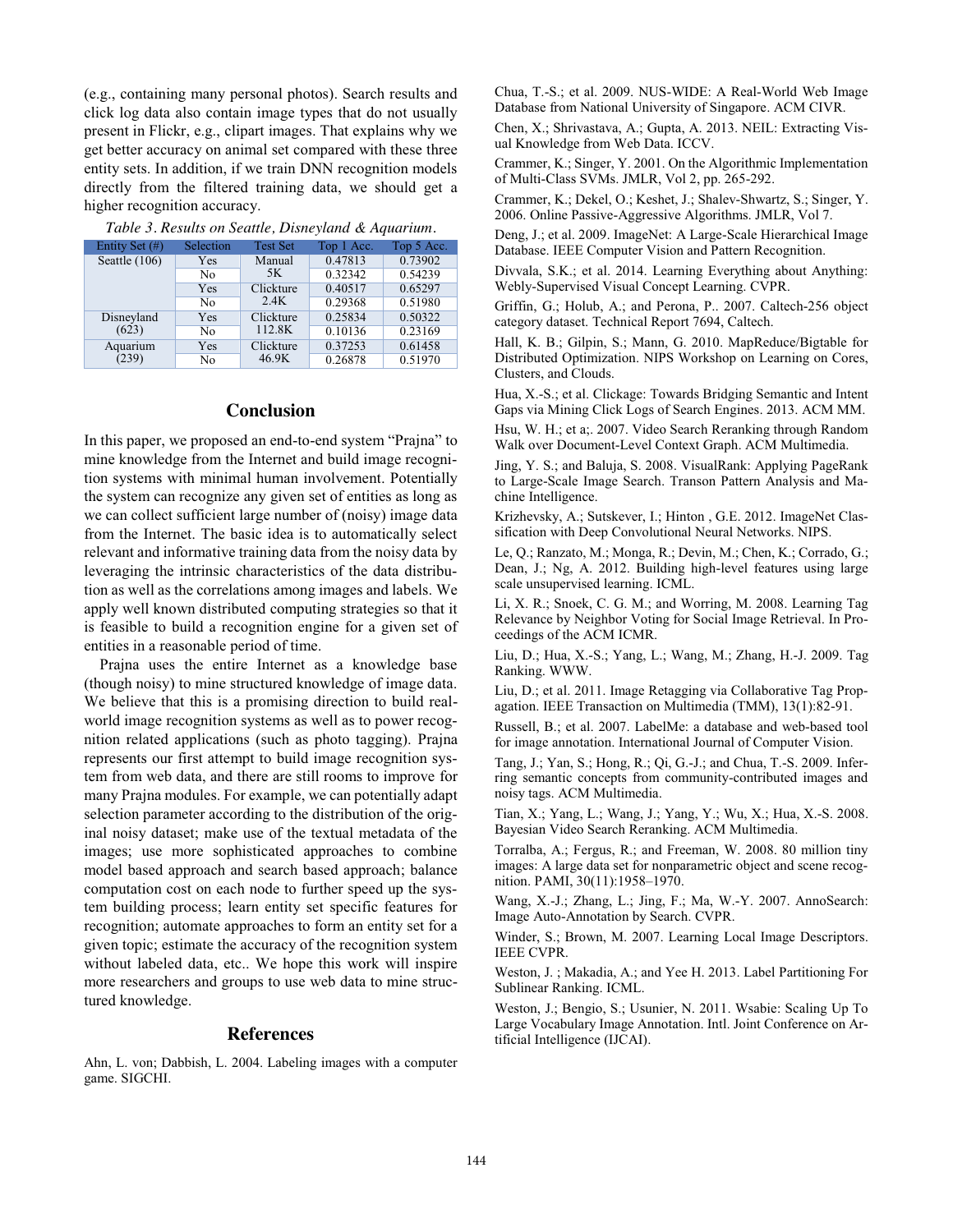(e.g., containing many personal photos). Search results and click log data also contain image types that do not usually present in Flickr, e.g., clipart images. That explains why we get better accuracy on animal set compared with these three entity sets. In addition, if we train DNN recognition models directly from the filtered training data, we should get a higher recognition accuracy.

*Table 3. Results on Seattle, Disneyland & Aquarium.*

| Entity Set (#) | Selection | Test Set | Top 1 Acc. | Top 5 Acc. |
|---|---|---|---|---|
| Seattle (106) | Yes | Manual 5K | 0.47813 | 0.73902 |
| | No | | 0.32342 | 0.54239 |
| | Yes | Clickture 2.4K | 0.40517 | 0.65297 |
| | No | | 0.29368 | 0.51980 |
| Disneyland (623) | Yes | Clickture 112.8K | 0.25834 | 0.50322 |
| | No | | 0.10136 | 0.23169 |
| Aquarium (239) | Yes | Clickture 46.9K | 0.37253 | 0.61458 |
| | No | | 0.26878 | 0.51970 |

## Conclusion

In this paper, we proposed an end-to-end system "Prajna" to mine knowledge from the Internet and build image recognition systems with minimal human involvement. Potentially the system can recognize any given set of entities as long as we can collect sufficient large number of (noisy) image data from the Internet. The basic idea is to automatically select relevant and informative training data from the noisy data by leveraging the intrinsic characteristics of the data distribution as well as the correlations among images and labels. We apply well known distributed computing strategies so that it is feasible to build a recognition engine for a given set of entities in a reasonable period of time.

Prajna uses the entire Internet as a knowledge base (though noisy) to mine structured knowledge of image data. We believe that this is a promising direction to build real-world image recognition systems as well as to power recognition related applications (such as photo tagging). Prajna represents our first attempt to build image recognition system from web data, and there are still rooms to improve for many Prajna modules. For example, we can potentially adapt selection parameter according to the distribution of the original noisy dataset; make use of the textual metadata of the images; use more sophisticated approaches to combine model based approach and search based approach; balance computation cost on each node to further speed up the system building process; learn entity set specific features for recognition; automate approaches to form an entity set for a given topic; estimate the accuracy of the recognition system without labeled data, etc.. We hope this work will inspire more researchers and groups to use web data to mine structured knowledge.

## References

Ahn, L. von; Dabbish, L. 2004. Labeling images with a computer game. SIGCHI.

Chua, T.-S.; et al. 2009. NUS-WIDE: A Real-World Web Image Database from National University of Singapore. ACM CIVR.

Chen, X.; Shrivastava, A.; Gupta, A. 2013. NEIL: Extracting Visual Knowledge from Web Data. ICCV.

Crammer, K.; Singer, Y. 2001. On the Algorithmic Implementation of Multi-Class SVMs. JMLR, Vol 2, pp. 265-292.

Crammer, K.; Dekel, O.; Keshet, J.; Shalev-Shwartz, S.; Singer, Y. 2006. Online Passive-Aggressive Algorithms. JMLR, Vol 7.

Deng, J.; et al. 2009. ImageNet: A Large-Scale Hierarchical Image Database. IEEE Computer Vision and Pattern Recognition.

Divvala, S.K.; et al. 2014. Learning Everything about Anything: Webly-Supervised Visual Concept Learning. CVPR.

Griffin, G.; Holub, A.; and Perona, P.. 2007. Caltech-256 object category dataset. Technical Report 7694, Caltech.

Hall, K. B.; Gilpin, S.; Mann, G. 2010. MapReduce/Bigtable for Distributed Optimization. NIPS Workshop on Learning on Cores, Clusters, and Clouds.

Hua, X.-S.; et al. Clickage: Towards Bridging Semantic and Intent Gaps via Mining Click Logs of Search Engines. 2013. ACM MM.

Hsu, W. H.; et a;. 2007. Video Search Reranking through Random Walk over Document-Level Context Graph. ACM Multimedia.

Jing, Y. S.; and Baluja, S. 2008. VisualRank: Applying PageRank to Large-Scale Image Search. Transon Pattern Analysis and Machine Intelligence.

Krizhevsky, A.; Sutskever, I.; Hinton , G.E. 2012. ImageNet Classification with Deep Convolutional Neural Networks. NIPS.

Le, Q.; Ranzato, M.; Monga, R.; Devin, M.; Chen, K.; Corrado, G.; Dean, J.; Ng, A. 2012. Building high-level features using large scale unsupervised learning. ICML.

Li, X. R.; Snoek, C. G. M.; and Worring, M. 2008. Learning Tag Relevance by Neighbor Voting for Social Image Retrieval. In Proceedings of the ACM ICMR.

Liu, D.; Hua, X.-S.; Yang, L.; Wang, M.; Zhang, H.-J. 2009. Tag Ranking. WWW.

Liu, D.; et al. 2011. Image Retagging via Collaborative Tag Propagation. IEEE Transaction on Multimedia (TMM), 13(1):82-91.

Russell, B.; et al. 2007. LabelMe: a database and web-based tool for image annotation. International Journal of Computer Vision.

Tang, J.; Yan, S.; Hong, R.; Qi, G.-J.; and Chua, T.-S. 2009. Inferring semantic concepts from community-contributed images and noisy tags. ACM Multimedia.

Tian, X.; Yang, L.; Wang, J.; Yang, Y.; Wu, X.; Hua, X.-S. 2008. Bayesian Video Search Reranking. ACM Multimedia.

Torralba, A.; Fergus, R.; and Freeman, W. 2008. 80 million tiny images: A large data set for nonparametric object and scene recognition. PAMI, 30(11):1958–1970.

Wang, X.-J.; Zhang, L.; Jing, F.; Ma, W.-Y. 2007. AnnoSearch: Image Auto-Annotation by Search. CVPR.

Winder, S.; Brown, M. 2007. Learning Local Image Descriptors. IEEE CVPR.

Weston, J. ; Makadia, A.; and Yee H. 2013. Label Partitioning For Sublinear Ranking. ICML.

Weston, J.; Bengio, S.; Usunier, N. 2011. Wsabie: Scaling Up To Large Vocabulary Image Annotation. Intl. Joint Conference on Artificial Intelligence (IJCAI).